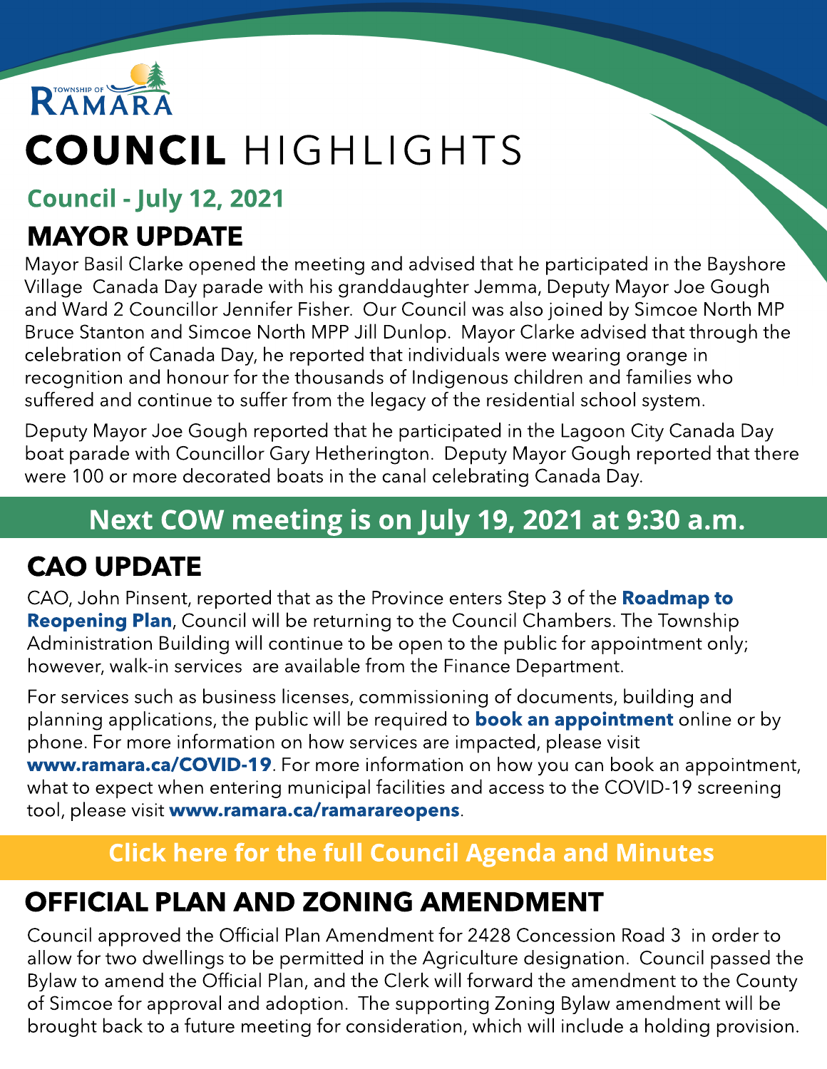TOWNSHIP OF RAMARA

# COUNCIL HIGHLIGHTS

**Council - July 12, 2021**

## MAYOR UPDATE

Mayor Basil Clarke opened the meeting and advised that he participated in the Bayshore Village Canada Day parade with his granddaughter Jemma, Deputy Mayor Joe Gough and Ward 2 Councillor Jennifer Fisher. Our Council was also joined by Simcoe North MP Bruce Stanton and Simcoe North MPP Jill Dunlop. Mayor Clarke advised that through the celebration of Canada Day, he reported that individuals were wearing orange in recognition and honour for the thousands of Indigenous children and families who suffered and continue to suffer from the legacy of the residential school system.

Deputy Mayor Joe Gough reported that he participated in the Lagoon City Canada Day boat parade with Councillor Gary Hetherington. Deputy Mayor Gough reported that there were 100 or more decorated boats in the canal celebrating Canada Day.

**Next COW meeting is on July 19, 2021 at 9:30 a.m.**

## CAO UPDATE

CAO, John Pinsent, reported that as the Province enters Step 3 of the **Roadmap to Reopening Plan**, Council will be returning to the Council Chambers. The Township Administration Building will continue to be open to the public for appointment only; however, walk-in services are available from the Finance Department.

For services such as business licenses, commissioning of documents, building and planning applications, the public will be required to **book an appointment** online or by phone. For more information on how services are impacted, please visit **www.ramara.ca/COVID-19**. For more information on how you can book an appointment, what to expect when entering municipal facilities and access to the COVID-19 screening tool, please visit **www.ramara.ca/ramarareopens**.

**Click here for the full Council Agenda and Minutes**

## OFFICIAL PLAN AND ZONING AMENDMENT

Council approved the Official Plan Amendment for 2428 Concession Road 3 in order to allow for two dwellings to be permitted in the Agriculture designation. Council passed the Bylaw to amend the Official Plan, and the Clerk will forward the amendment to the County of Simcoe for approval and adoption. The supporting Zoning Bylaw amendment will be brought back to a future meeting for consideration, which will include a holding provision.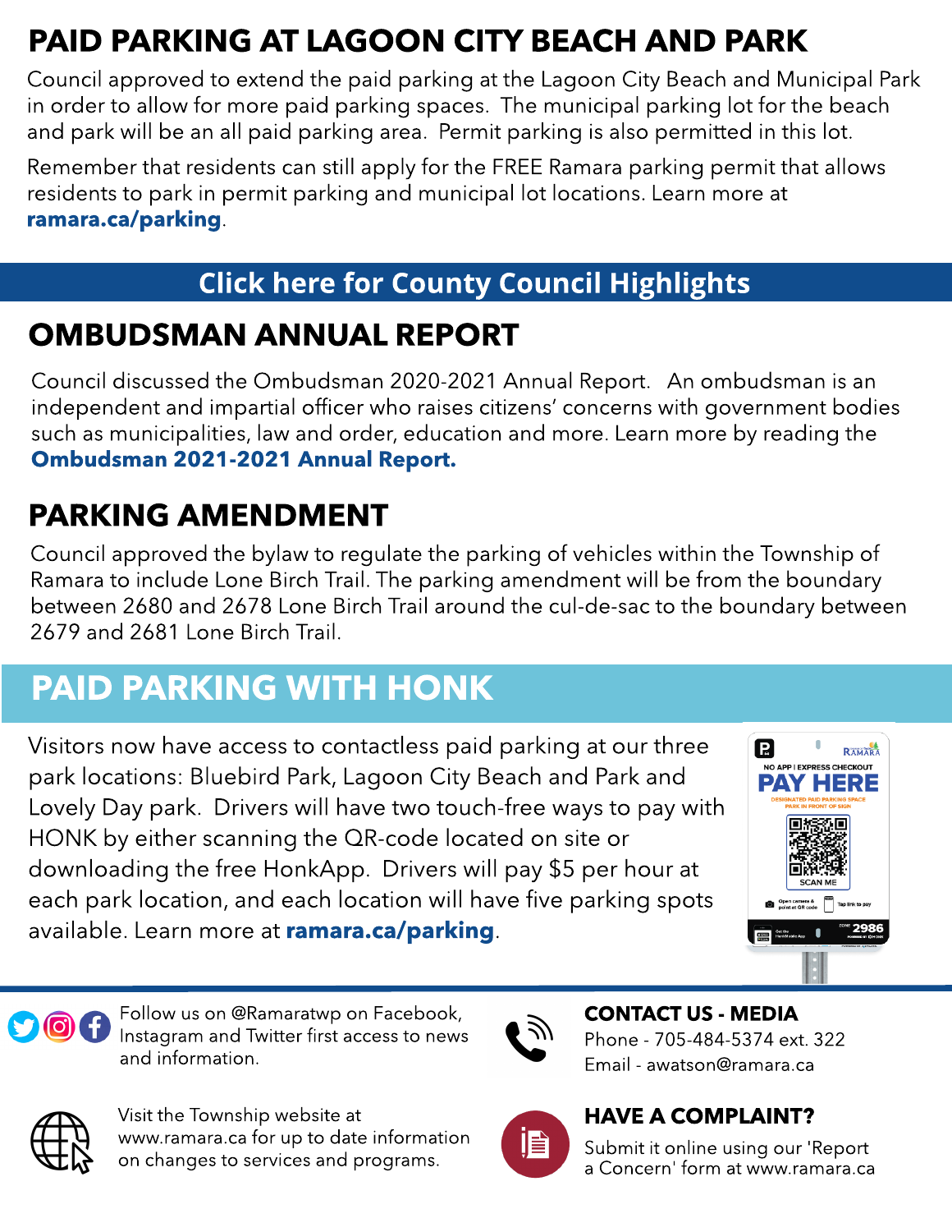## PAID PARKING AT LAGOON CITY BEACH AND PARK

Council approved to extend the paid parking at the Lagoon City Beach and Municipal Park in order to allow for more paid parking spaces. The municipal parking lot for the beach and park will be an all paid parking area. Permit parking is also permitted in this lot.

Remember that residents can still apply for the FREE Ramara parking permit that allows residents to park in permit parking and municipal lot locations. Learn more at **ramara.ca/parking**.

**Click here for County Council Highlights**

## OMBUDSMAN ANNUAL REPORT

Council discussed the Ombudsman 2020-2021 Annual Report. An ombudsman is an independent and impartial officer who raises citizens' concerns with government bodies such as municipalities, law and order, education and more. Learn more by reading the **Ombudsman 2021-2021 Annual Report.**

## PARKING AMENDMENT

Council approved the bylaw to regulate the parking of vehicles within the Township of Ramara to include Lone Birch Trail. The parking amendment will be from the boundary between 2680 and 2678 Lone Birch Trail around the cul-de-sac to the boundary between 2679 and 2681 Lone Birch Trail.

## PAID PARKING WITH HONK

Visitors now have access to contactless paid parking at our three park locations: Bluebird Park, Lagoon City Beach and Park and Lovely Day park. Drivers will have two touch-free ways to pay with HONK by either scanning the QR-code located on site or downloading the free HonkApp. Drivers will pay $5 per hour at each park location, and each location will have five parking spots available. Learn more at **ramara.ca/parking**.

Follow us on @Ramaratwp on Facebook, Instagram and Twitter first access to news and information.

**CONTACT US - MEDIA**

Phone - 705-484-5374 ext. 322

Email - awatson@ramara.ca

Visit the Township website at www.ramara.ca for up to date information on changes to services and programs.

**HAVE A COMPLAINT?**

Submit it online using our 'Report a Concern' form at www.ramara.ca